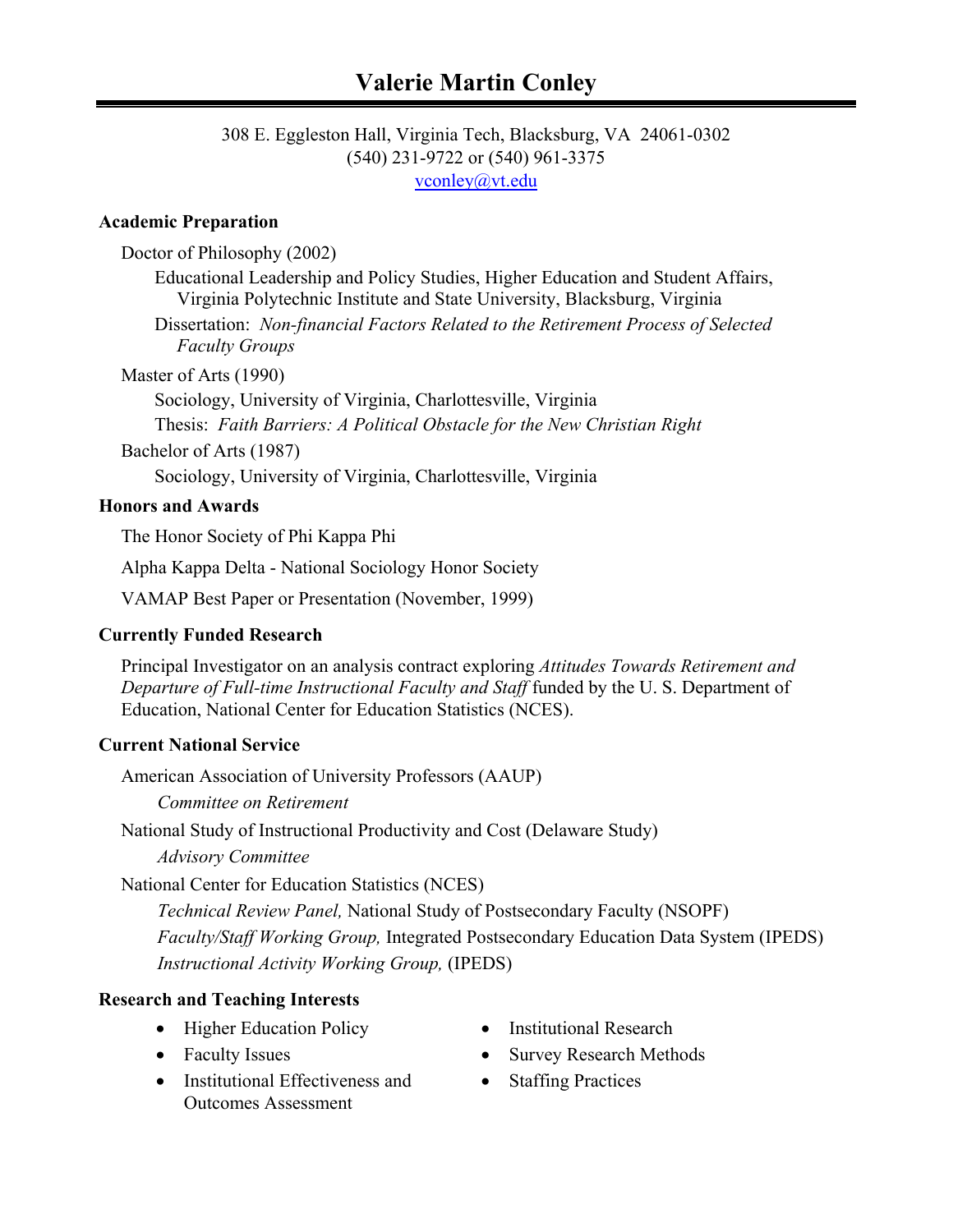# Valerie Martin Conley

308 E. Eggleston Hall, Virginia Tech, Blacksburg, VA 24061-0302
(540) 231-9722 or (540) 961-3375
vconley@vt.edu

### Academic Preparation

Doctor of Philosophy (2002)

Educational Leadership and Policy Studies, Higher Education and Student Affairs, Virginia Polytechnic Institute and State University, Blacksburg, Virginia

Dissertation: *Non-financial Factors Related to the Retirement Process of Selected Faculty Groups*

Master of Arts (1990)

Sociology, University of Virginia, Charlottesville, Virginia

Thesis: *Faith Barriers: A Political Obstacle for the New Christian Right*

Bachelor of Arts (1987)

Sociology, University of Virginia, Charlottesville, Virginia

### Honors and Awards

The Honor Society of Phi Kappa Phi

Alpha Kappa Delta - National Sociology Honor Society

VAMAP Best Paper or Presentation (November, 1999)

### Currently Funded Research

Principal Investigator on an analysis contract exploring *Attitudes Towards Retirement and Departure of Full-time Instructional Faculty and Staff* funded by the U. S. Department of Education, National Center for Education Statistics (NCES).

### Current National Service

American Association of University Professors (AAUP)

*Committee on Retirement*

National Study of Instructional Productivity and Cost (Delaware Study)

*Advisory Committee*

National Center for Education Statistics (NCES)

*Technical Review Panel,* National Study of Postsecondary Faculty (NSOPF)

*Faculty/Staff Working Group,* Integrated Postsecondary Education Data System (IPEDS)

*Instructional Activity Working Group,* (IPEDS)

### Research and Teaching Interests

- Higher Education Policy
- Faculty Issues
- Institutional Effectiveness and Outcomes Assessment
- Institutional Research
- Survey Research Methods
- Staffing Practices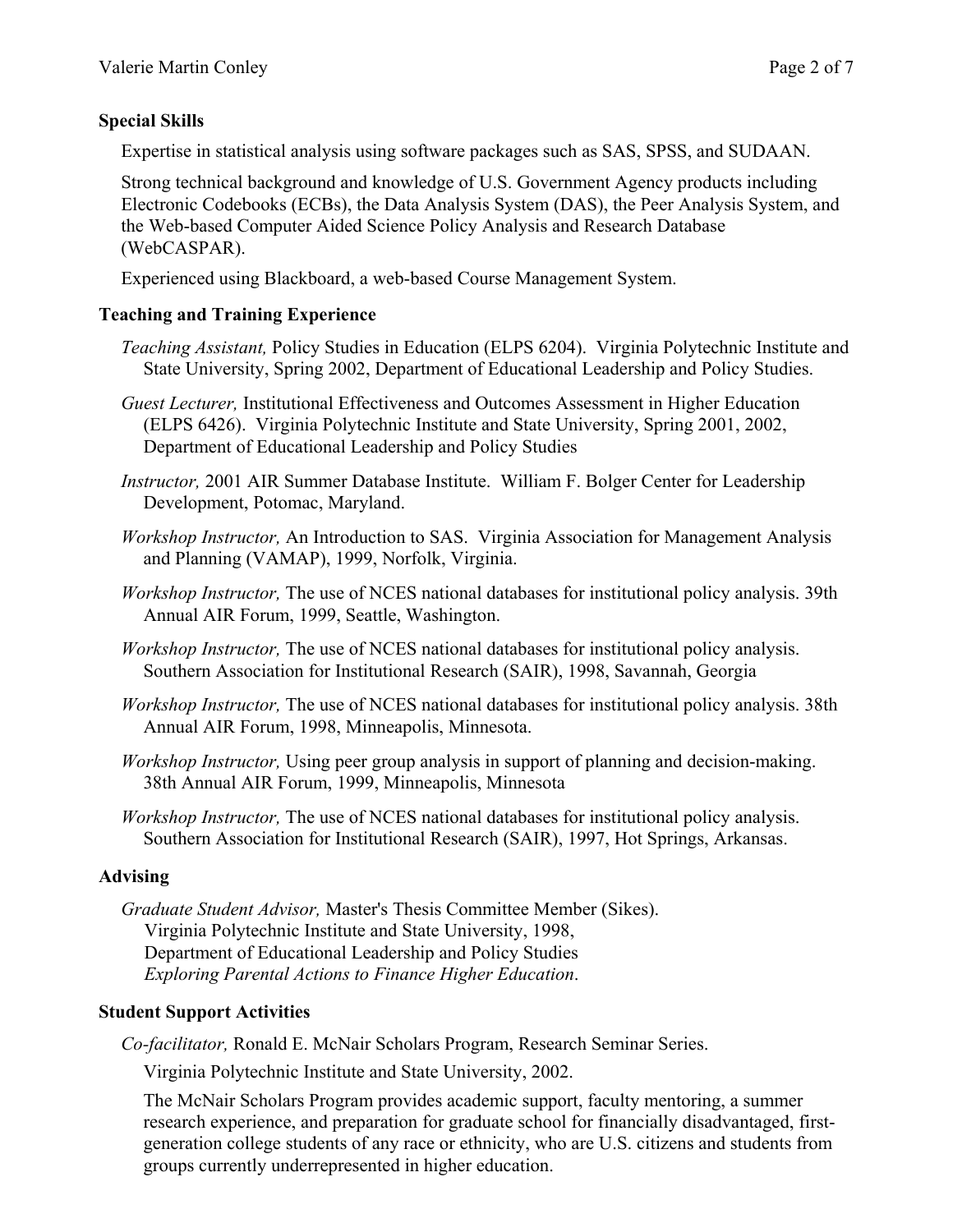### Special Skills

Expertise in statistical analysis using software packages such as SAS, SPSS, and SUDAAN.

Strong technical background and knowledge of U.S. Government Agency products including Electronic Codebooks (ECBs), the Data Analysis System (DAS), the Peer Analysis System, and the Web-based Computer Aided Science Policy Analysis and Research Database (WebCASPAR).

Experienced using Blackboard, a web-based Course Management System.

### Teaching and Training Experience

*Teaching Assistant,* Policy Studies in Education (ELPS 6204). Virginia Polytechnic Institute and State University, Spring 2002, Department of Educational Leadership and Policy Studies.

*Guest Lecturer,* Institutional Effectiveness and Outcomes Assessment in Higher Education (ELPS 6426). Virginia Polytechnic Institute and State University, Spring 2001, 2002, Department of Educational Leadership and Policy Studies

*Instructor,* 2001 AIR Summer Database Institute. William F. Bolger Center for Leadership Development, Potomac, Maryland.

*Workshop Instructor,* An Introduction to SAS. Virginia Association for Management Analysis and Planning (VAMAP), 1999, Norfolk, Virginia.

*Workshop Instructor,* The use of NCES national databases for institutional policy analysis. 39th Annual AIR Forum, 1999, Seattle, Washington.

*Workshop Instructor,* The use of NCES national databases for institutional policy analysis. Southern Association for Institutional Research (SAIR), 1998, Savannah, Georgia

*Workshop Instructor,* The use of NCES national databases for institutional policy analysis. 38th Annual AIR Forum, 1998, Minneapolis, Minnesota.

*Workshop Instructor,* Using peer group analysis in support of planning and decision-making. 38th Annual AIR Forum, 1999, Minneapolis, Minnesota

*Workshop Instructor,* The use of NCES national databases for institutional policy analysis. Southern Association for Institutional Research (SAIR), 1997, Hot Springs, Arkansas.

### Advising

*Graduate Student Advisor,* Master's Thesis Committee Member (Sikes).
Virginia Polytechnic Institute and State University, 1998,
Department of Educational Leadership and Policy Studies
*Exploring Parental Actions to Finance Higher Education*.

### Student Support Activities

*Co-facilitator,* Ronald E. McNair Scholars Program, Research Seminar Series.

Virginia Polytechnic Institute and State University, 2002.

The McNair Scholars Program provides academic support, faculty mentoring, a summer research experience, and preparation for graduate school for financially disadvantaged, first-generation college students of any race or ethnicity, who are U.S. citizens and students from groups currently underrepresented in higher education.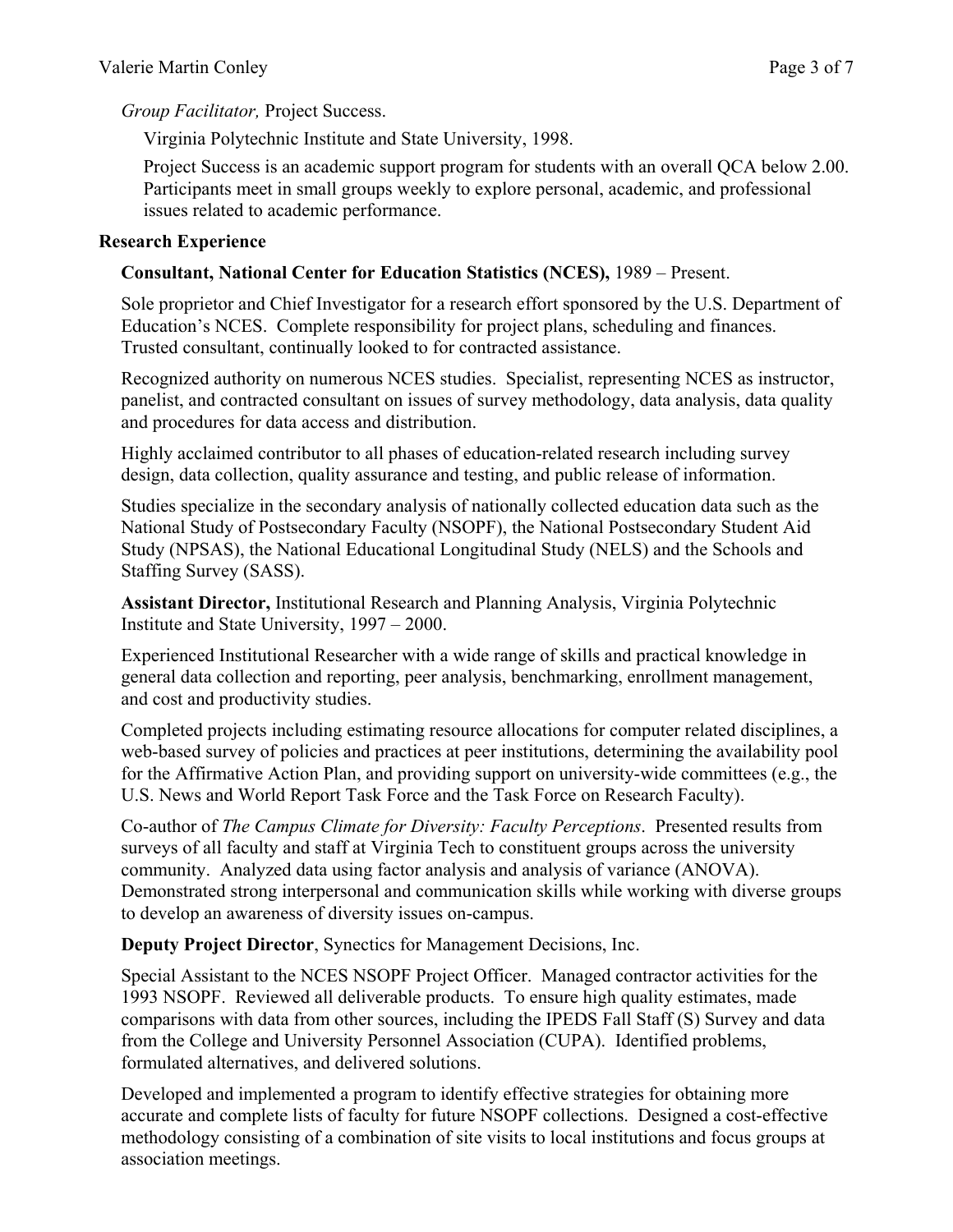*Group Facilitator,* Project Success.

Virginia Polytechnic Institute and State University, 1998.

Project Success is an academic support program for students with an overall QCA below 2.00. Participants meet in small groups weekly to explore personal, academic, and professional issues related to academic performance.

**Research Experience**

**Consultant, National Center for Education Statistics (NCES),** 1989 – Present.

Sole proprietor and Chief Investigator for a research effort sponsored by the U.S. Department of Education's NCES. Complete responsibility for project plans, scheduling and finances. Trusted consultant, continually looked to for contracted assistance.

Recognized authority on numerous NCES studies. Specialist, representing NCES as instructor, panelist, and contracted consultant on issues of survey methodology, data analysis, data quality and procedures for data access and distribution.

Highly acclaimed contributor to all phases of education-related research including survey design, data collection, quality assurance and testing, and public release of information.

Studies specialize in the secondary analysis of nationally collected education data such as the National Study of Postsecondary Faculty (NSOPF), the National Postsecondary Student Aid Study (NPSAS), the National Educational Longitudinal Study (NELS) and the Schools and Staffing Survey (SASS).

**Assistant Director,** Institutional Research and Planning Analysis, Virginia Polytechnic Institute and State University, 1997 – 2000.

Experienced Institutional Researcher with a wide range of skills and practical knowledge in general data collection and reporting, peer analysis, benchmarking, enrollment management, and cost and productivity studies.

Completed projects including estimating resource allocations for computer related disciplines, a web-based survey of policies and practices at peer institutions, determining the availability pool for the Affirmative Action Plan, and providing support on university-wide committees (e.g., the U.S. News and World Report Task Force and the Task Force on Research Faculty).

Co-author of *The Campus Climate for Diversity: Faculty Perceptions*. Presented results from surveys of all faculty and staff at Virginia Tech to constituent groups across the university community. Analyzed data using factor analysis and analysis of variance (ANOVA). Demonstrated strong interpersonal and communication skills while working with diverse groups to develop an awareness of diversity issues on-campus.

**Deputy Project Director**, Synectics for Management Decisions, Inc.

Special Assistant to the NCES NSOPF Project Officer. Managed contractor activities for the 1993 NSOPF. Reviewed all deliverable products. To ensure high quality estimates, made comparisons with data from other sources, including the IPEDS Fall Staff (S) Survey and data from the College and University Personnel Association (CUPA). Identified problems, formulated alternatives, and delivered solutions.

Developed and implemented a program to identify effective strategies for obtaining more accurate and complete lists of faculty for future NSOPF collections. Designed a cost-effective methodology consisting of a combination of site visits to local institutions and focus groups at association meetings.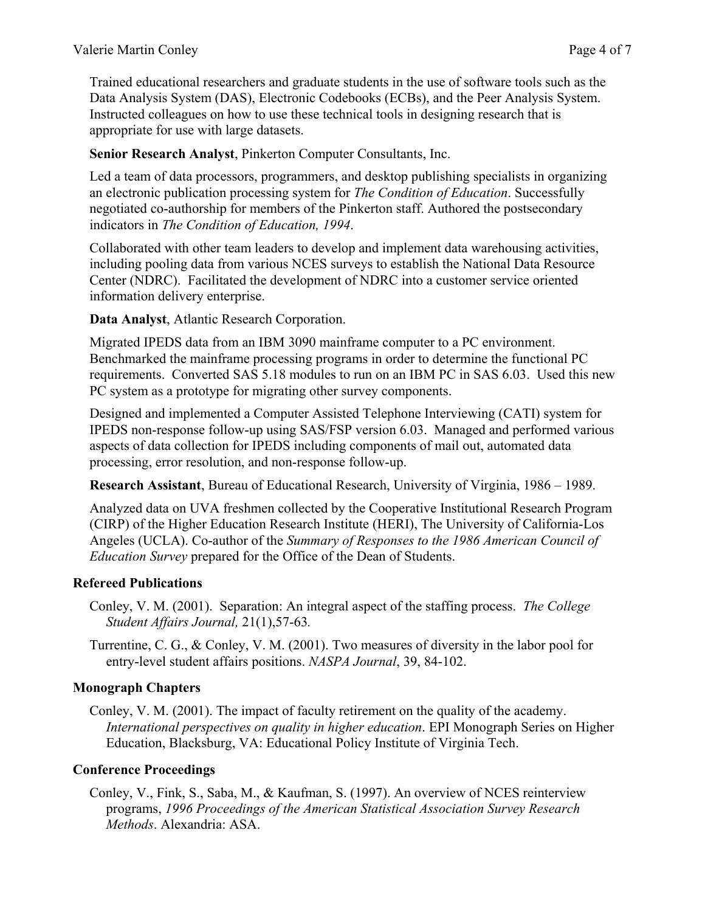Trained educational researchers and graduate students in the use of software tools such as the Data Analysis System (DAS), Electronic Codebooks (ECBs), and the Peer Analysis System. Instructed colleagues on how to use these technical tools in designing research that is appropriate for use with large datasets.

**Senior Research Analyst**, Pinkerton Computer Consultants, Inc.

Led a team of data processors, programmers, and desktop publishing specialists in organizing an electronic publication processing system for *The Condition of Education*. Successfully negotiated co-authorship for members of the Pinkerton staff. Authored the postsecondary indicators in *The Condition of Education, 1994*.

Collaborated with other team leaders to develop and implement data warehousing activities, including pooling data from various NCES surveys to establish the National Data Resource Center (NDRC). Facilitated the development of NDRC into a customer service oriented information delivery enterprise.

**Data Analyst**, Atlantic Research Corporation.

Migrated IPEDS data from an IBM 3090 mainframe computer to a PC environment. Benchmarked the mainframe processing programs in order to determine the functional PC requirements. Converted SAS 5.18 modules to run on an IBM PC in SAS 6.03. Used this new PC system as a prototype for migrating other survey components.

Designed and implemented a Computer Assisted Telephone Interviewing (CATI) system for IPEDS non-response follow-up using SAS/FSP version 6.03. Managed and performed various aspects of data collection for IPEDS including components of mail out, automated data processing, error resolution, and non-response follow-up.

**Research Assistant**, Bureau of Educational Research, University of Virginia, 1986 – 1989.

Analyzed data on UVA freshmen collected by the Cooperative Institutional Research Program (CIRP) of the Higher Education Research Institute (HERI), The University of California-Los Angeles (UCLA). Co-author of the *Summary of Responses to the 1986 American Council of Education Survey* prepared for the Office of the Dean of Students.

### Refereed Publications

Conley, V. M. (2001). Separation: An integral aspect of the staffing process. *The College Student Affairs Journal,* 21(1),57-63.

Turrentine, C. G., & Conley, V. M. (2001). Two measures of diversity in the labor pool for entry-level student affairs positions. *NASPA Journal*, 39, 84-102.

### Monograph Chapters

Conley, V. M. (2001). The impact of faculty retirement on the quality of the academy. *International perspectives on quality in higher education*. EPI Monograph Series on Higher Education, Blacksburg, VA: Educational Policy Institute of Virginia Tech.

### Conference Proceedings

Conley, V., Fink, S., Saba, M., & Kaufman, S. (1997). An overview of NCES reinterview programs, *1996 Proceedings of the American Statistical Association Survey Research Methods*. Alexandria: ASA.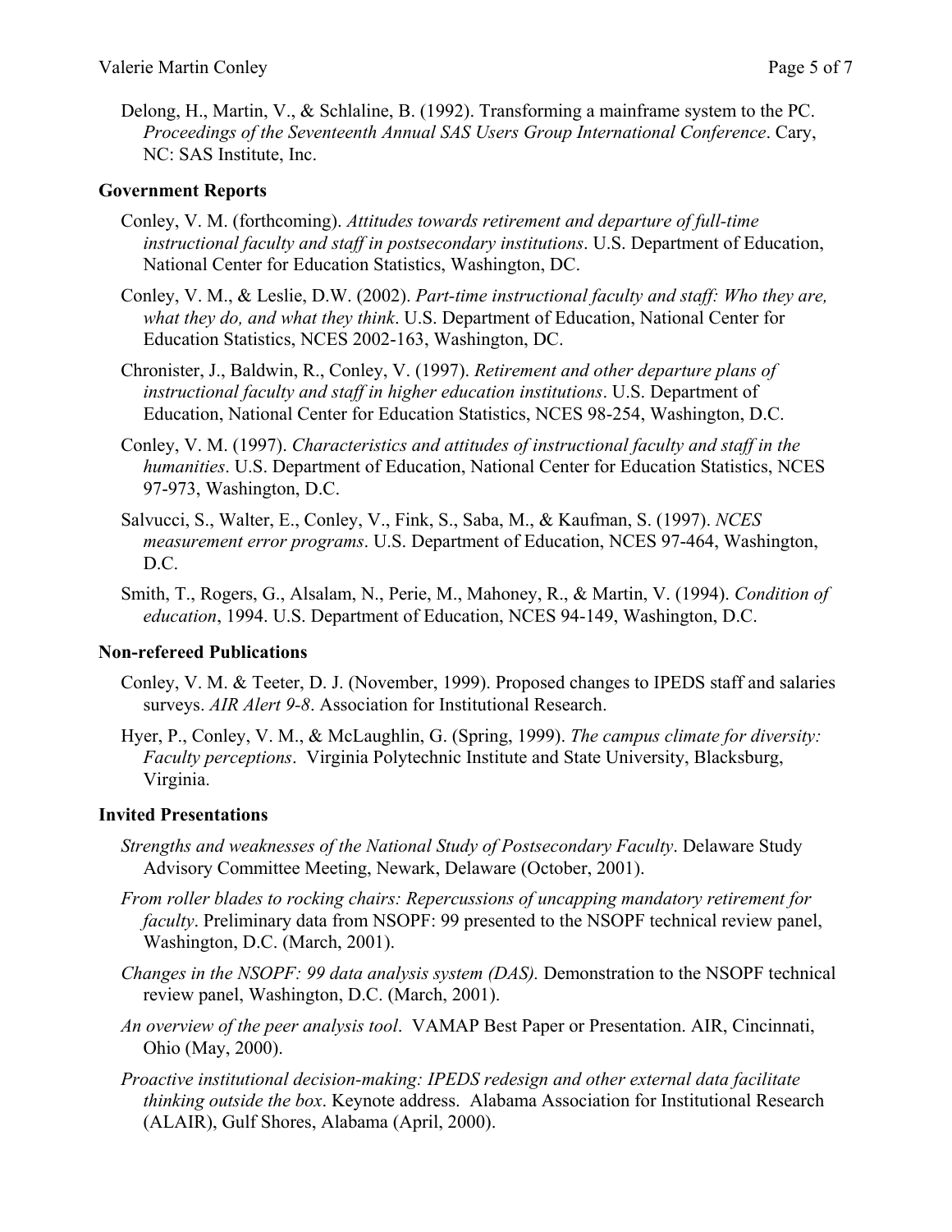Delong, H., Martin, V., & Schlaline, B. (1992). Transforming a mainframe system to the PC. *Proceedings of the Seventeenth Annual SAS Users Group International Conference*. Cary, NC: SAS Institute, Inc.

### Government Reports

Conley, V. M. (forthcoming). *Attitudes towards retirement and departure of full-time instructional faculty and staff in postsecondary institutions*. U.S. Department of Education, National Center for Education Statistics, Washington, DC.

Conley, V. M., & Leslie, D.W. (2002). *Part-time instructional faculty and staff: Who they are, what they do, and what they think*. U.S. Department of Education, National Center for Education Statistics, NCES 2002-163, Washington, DC.

Chronister, J., Baldwin, R., Conley, V. (1997). *Retirement and other departure plans of instructional faculty and staff in higher education institutions*. U.S. Department of Education, National Center for Education Statistics, NCES 98-254, Washington, D.C.

Conley, V. M. (1997). *Characteristics and attitudes of instructional faculty and staff in the humanities*. U.S. Department of Education, National Center for Education Statistics, NCES 97-973, Washington, D.C.

Salvucci, S., Walter, E., Conley, V., Fink, S., Saba, M., & Kaufman, S. (1997). *NCES measurement error programs*. U.S. Department of Education, NCES 97-464, Washington, D.C.

Smith, T., Rogers, G., Alsalam, N., Perie, M., Mahoney, R., & Martin, V. (1994). *Condition of education*, 1994. U.S. Department of Education, NCES 94-149, Washington, D.C.

### Non-refereed Publications

Conley, V. M. & Teeter, D. J. (November, 1999). Proposed changes to IPEDS staff and salaries surveys. *AIR Alert 9-8*. Association for Institutional Research.

Hyer, P., Conley, V. M., & McLaughlin, G. (Spring, 1999). *The campus climate for diversity: Faculty perceptions*. Virginia Polytechnic Institute and State University, Blacksburg, Virginia.

### Invited Presentations

*Strengths and weaknesses of the National Study of Postsecondary Faculty*. Delaware Study Advisory Committee Meeting, Newark, Delaware (October, 2001).

*From roller blades to rocking chairs: Repercussions of uncapping mandatory retirement for faculty*. Preliminary data from NSOPF: 99 presented to the NSOPF technical review panel, Washington, D.C. (March, 2001).

*Changes in the NSOPF: 99 data analysis system (DAS).* Demonstration to the NSOPF technical review panel, Washington, D.C. (March, 2001).

*An overview of the peer analysis tool*. VAMAP Best Paper or Presentation. AIR, Cincinnati, Ohio (May, 2000).

*Proactive institutional decision-making: IPEDS redesign and other external data facilitate thinking outside the box*. Keynote address. Alabama Association for Institutional Research (ALAIR), Gulf Shores, Alabama (April, 2000).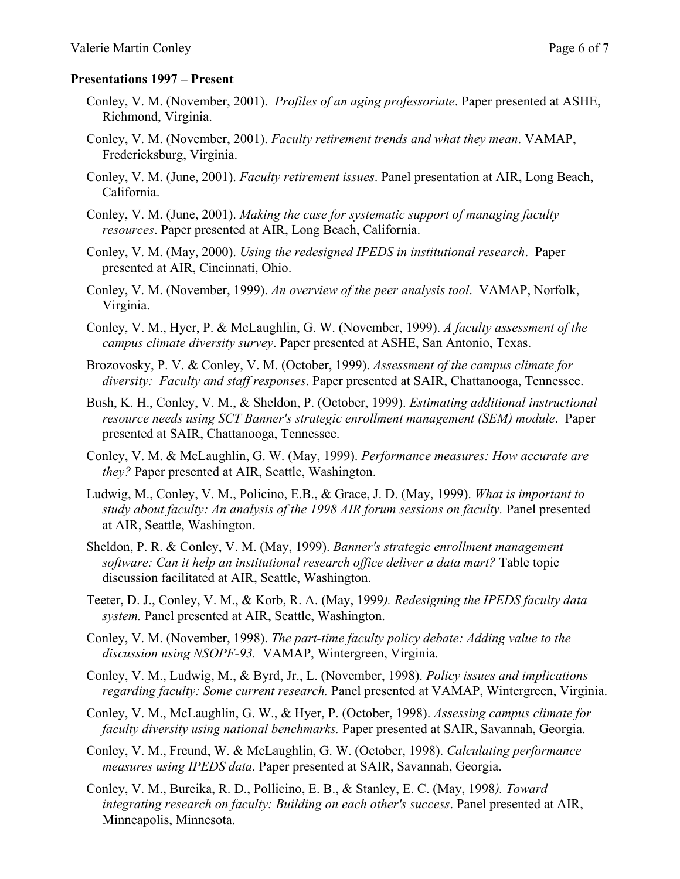**Presentations 1997 – Present**

Conley, V. M. (November, 2001). *Profiles of an aging professoriate*. Paper presented at ASHE, Richmond, Virginia.

Conley, V. M. (November, 2001). *Faculty retirement trends and what they mean*. VAMAP, Fredericksburg, Virginia.

Conley, V. M. (June, 2001). *Faculty retirement issues*. Panel presentation at AIR, Long Beach, California.

Conley, V. M. (June, 2001). *Making the case for systematic support of managing faculty resources*. Paper presented at AIR, Long Beach, California.

Conley, V. M. (May, 2000). *Using the redesigned IPEDS in institutional research*. Paper presented at AIR, Cincinnati, Ohio.

Conley, V. M. (November, 1999). *An overview of the peer analysis tool*. VAMAP, Norfolk, Virginia.

Conley, V. M., Hyer, P. & McLaughlin, G. W. (November, 1999). *A faculty assessment of the campus climate diversity survey*. Paper presented at ASHE, San Antonio, Texas.

Brozovosky, P. V. & Conley, V. M. (October, 1999). *Assessment of the campus climate for diversity: Faculty and staff responses*. Paper presented at SAIR, Chattanooga, Tennessee.

Bush, K. H., Conley, V. M., & Sheldon, P. (October, 1999). *Estimating additional instructional resource needs using SCT Banner's strategic enrollment management (SEM) module*. Paper presented at SAIR, Chattanooga, Tennessee.

Conley, V. M. & McLaughlin, G. W. (May, 1999). *Performance measures: How accurate are they?* Paper presented at AIR, Seattle, Washington.

Ludwig, M., Conley, V. M., Policino, E.B., & Grace, J. D. (May, 1999). *What is important to study about faculty: An analysis of the 1998 AIR forum sessions on faculty.* Panel presented at AIR, Seattle, Washington.

Sheldon, P. R. & Conley, V. M. (May, 1999). *Banner's strategic enrollment management software: Can it help an institutional research office deliver a data mart?* Table topic discussion facilitated at AIR, Seattle, Washington.

Teeter, D. J., Conley, V. M., & Korb, R. A. (May, 1999*). Redesigning the IPEDS faculty data system.* Panel presented at AIR, Seattle, Washington.

Conley, V. M. (November, 1998). *The part-time faculty policy debate: Adding value to the discussion using NSOPF-93.* VAMAP, Wintergreen, Virginia.

Conley, V. M., Ludwig, M., & Byrd, Jr., L. (November, 1998). *Policy issues and implications regarding faculty: Some current research.* Panel presented at VAMAP, Wintergreen, Virginia.

Conley, V. M., McLaughlin, G. W., & Hyer, P. (October, 1998). *Assessing campus climate for faculty diversity using national benchmarks.* Paper presented at SAIR, Savannah, Georgia.

Conley, V. M., Freund, W. & McLaughlin, G. W. (October, 1998). *Calculating performance measures using IPEDS data.* Paper presented at SAIR, Savannah, Georgia.

Conley, V. M., Bureika, R. D., Pollicino, E. B., & Stanley, E. C. (May, 1998*). Toward integrating research on faculty: Building on each other's success*. Panel presented at AIR, Minneapolis, Minnesota.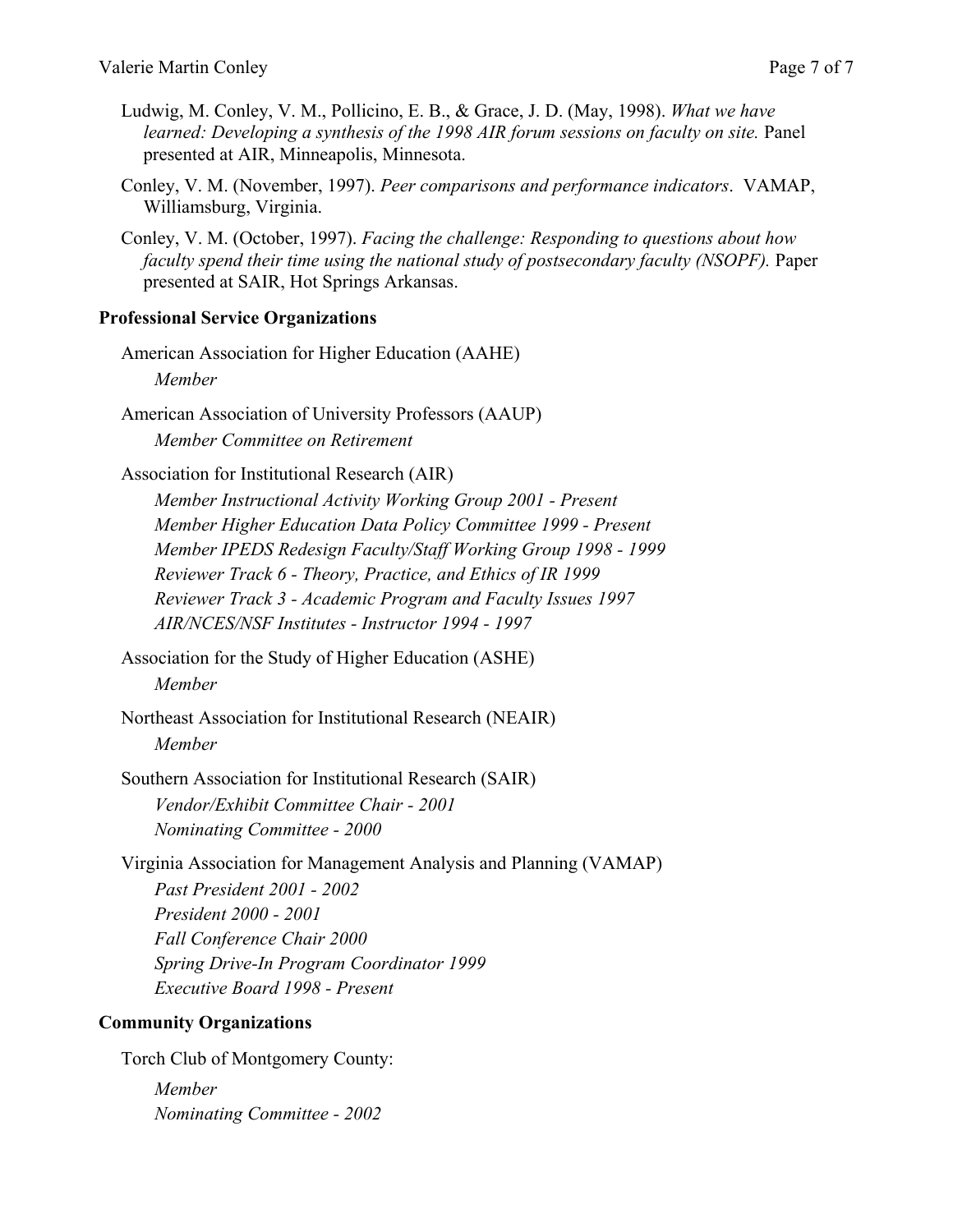Ludwig, M. Conley, V. M., Pollicino, E. B., & Grace, J. D. (May, 1998). *What we have learned: Developing a synthesis of the 1998 AIR forum sessions on faculty on site.* Panel presented at AIR, Minneapolis, Minnesota.

Conley, V. M. (November, 1997). *Peer comparisons and performance indicators*. VAMAP, Williamsburg, Virginia.

Conley, V. M. (October, 1997). *Facing the challenge: Responding to questions about how faculty spend their time using the national study of postsecondary faculty (NSOPF).* Paper presented at SAIR, Hot Springs Arkansas.

**Professional Service Organizations**

American Association for Higher Education (AAHE)
*Member*

American Association of University Professors (AAUP)
*Member Committee on Retirement*

Association for Institutional Research (AIR)
*Member Instructional Activity Working Group 2001 - Present*
*Member Higher Education Data Policy Committee 1999 - Present*
*Member IPEDS Redesign Faculty/Staff Working Group 1998 - 1999*
*Reviewer Track 6 - Theory, Practice, and Ethics of IR 1999*
*Reviewer Track 3 - Academic Program and Faculty Issues 1997*
*AIR/NCES/NSF Institutes - Instructor 1994 - 1997*

Association for the Study of Higher Education (ASHE)
*Member*

Northeast Association for Institutional Research (NEAIR)
*Member*

Southern Association for Institutional Research (SAIR)
*Vendor/Exhibit Committee Chair - 2001*
*Nominating Committee - 2000*

Virginia Association for Management Analysis and Planning (VAMAP)
*Past President 2001 - 2002*
*President 2000 - 2001*
*Fall Conference Chair 2000*
*Spring Drive-In Program Coordinator 1999*
*Executive Board 1998 - Present*

**Community Organizations**

Torch Club of Montgomery County:
*Member*
*Nominating Committee - 2002*